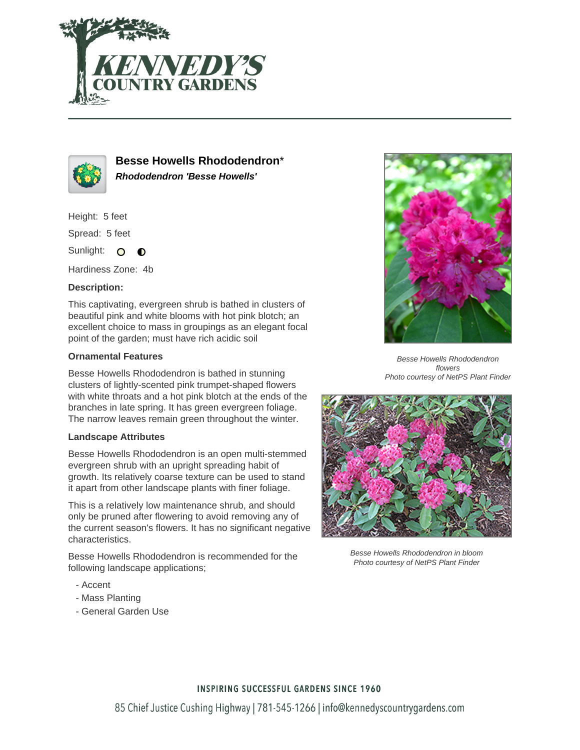# Besse Howells Rhododendron*

***Rhododendron 'Besse Howells'***

Height: 5 feet

Spread: 5 feet

Sunlight:

Hardiness Zone: 4b

### Description:

This captivating, evergreen shrub is bathed in clusters of beautiful pink and white blooms with hot pink blotch; an excellent choice to mass in groupings as an elegant focal point of the garden; must have rich acidic soil

### Ornamental Features

Besse Howells Rhododendron is bathed in stunning clusters of lightly-scented pink trumpet-shaped flowers with white throats and a hot pink blotch at the ends of the branches in late spring. It has green evergreen foliage. The narrow leaves remain green throughout the winter.

### Landscape Attributes

Besse Howells Rhododendron is an open multi-stemmed evergreen shrub with an upright spreading habit of growth. Its relatively coarse texture can be used to stand it apart from other landscape plants with finer foliage.

This is a relatively low maintenance shrub, and should only be pruned after flowering to avoid removing any of the current season's flowers. It has no significant negative characteristics.

Besse Howells Rhododendron is recommended for the following landscape applications;

- Accent
- Mass Planting
- General Garden Use

*Besse Howells Rhododendron flowers*
*Photo courtesy of NetPS Plant Finder*

*Besse Howells Rhododendron in bloom*
*Photo courtesy of NetPS Plant Finder*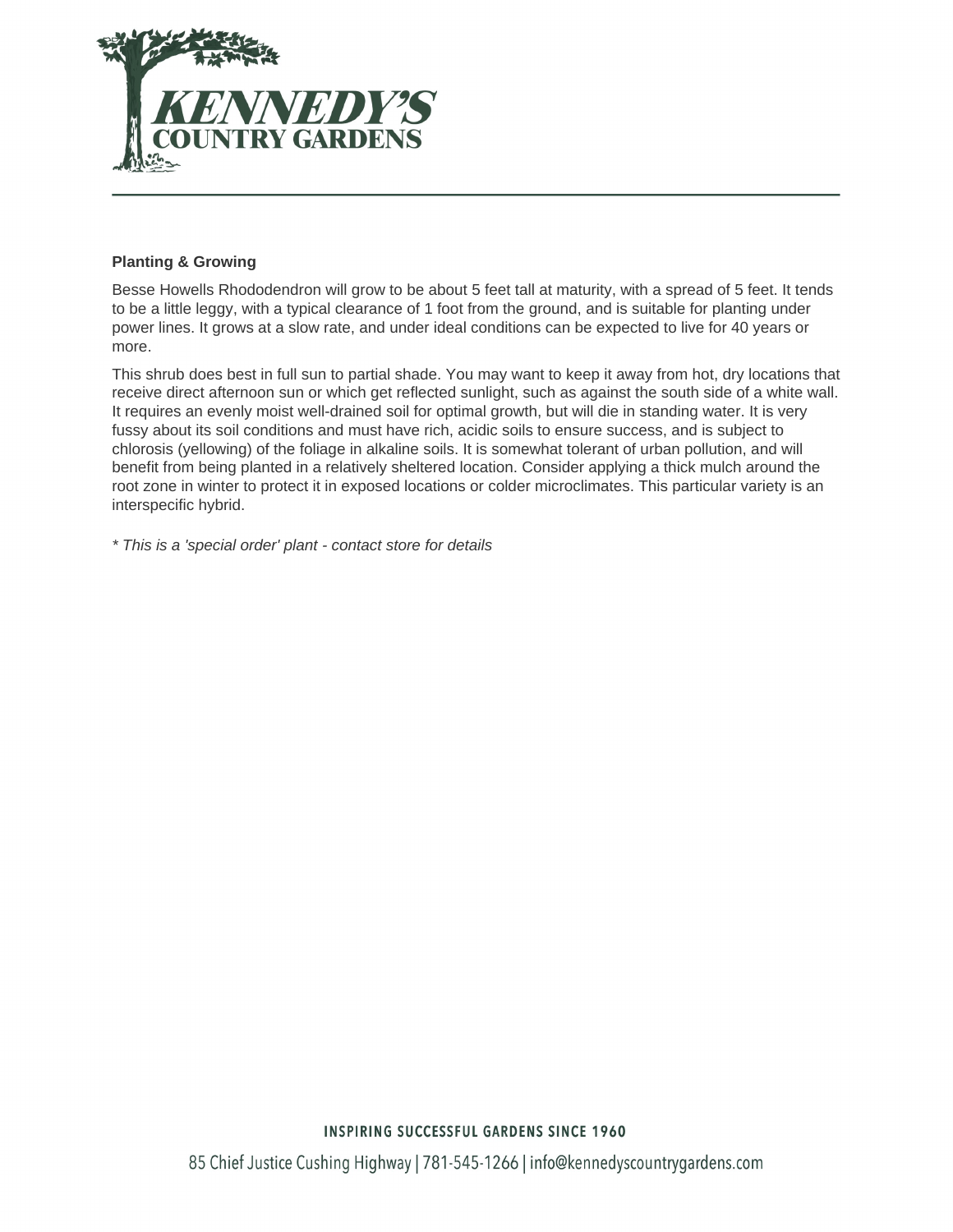**Planting & Growing**

Besse Howells Rhododendron will grow to be about 5 feet tall at maturity, with a spread of 5 feet. It tends to be a little leggy, with a typical clearance of 1 foot from the ground, and is suitable for planting under power lines. It grows at a slow rate, and under ideal conditions can be expected to live for 40 years or more.

This shrub does best in full sun to partial shade. You may want to keep it away from hot, dry locations that receive direct afternoon sun or which get reflected sunlight, such as against the south side of a white wall. It requires an evenly moist well-drained soil for optimal growth, but will die in standing water. It is very fussy about its soil conditions and must have rich, acidic soils to ensure success, and is subject to chlorosis (yellowing) of the foliage in alkaline soils. It is somewhat tolerant of urban pollution, and will benefit from being planted in a relatively sheltered location. Consider applying a thick mulch around the root zone in winter to protect it in exposed locations or colder microclimates. This particular variety is an interspecific hybrid.

*\* This is a 'special order' plant - contact store for details*